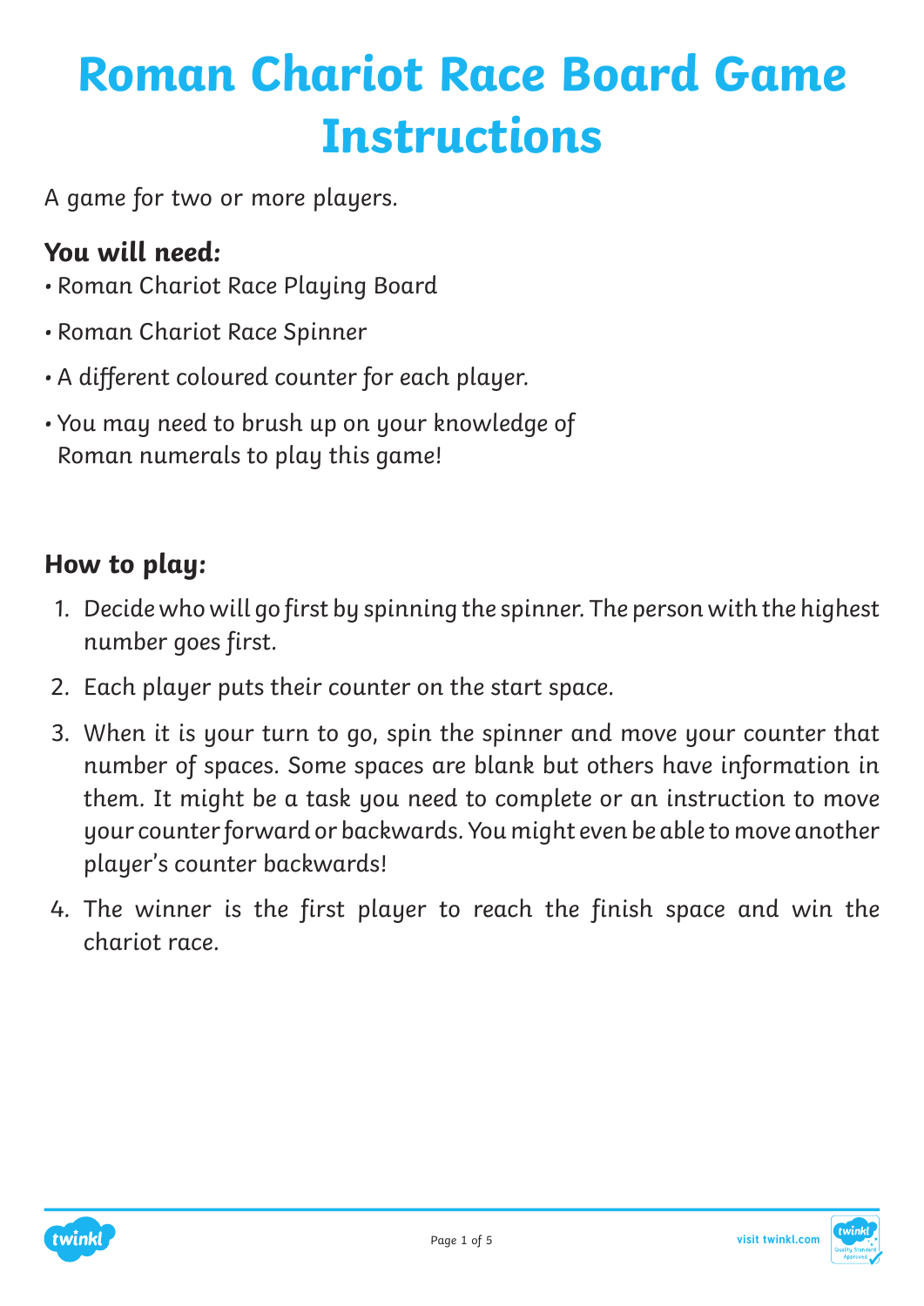# Roman Chariot Race Board Game Instructions

A game for two or more players.

**You will need:**

- Roman Chariot Race Playing Board
- Roman Chariot Race Spinner
- A different coloured counter for each player.
- You may need to brush up on your knowledge of Roman numerals to play this game!

**How to play:**

1. Decide who will go first by spinning the spinner. The person with the highest number goes first.
2. Each player puts their counter on the start space.
3. When it is your turn to go, spin the spinner and move your counter that number of spaces. Some spaces are blank but others have information in them. It might be a task you need to complete or an instruction to move your counter forward or backwards. You might even be able to move another player's counter backwards!
4. The winner is the first player to reach the finish space and win the chariot race.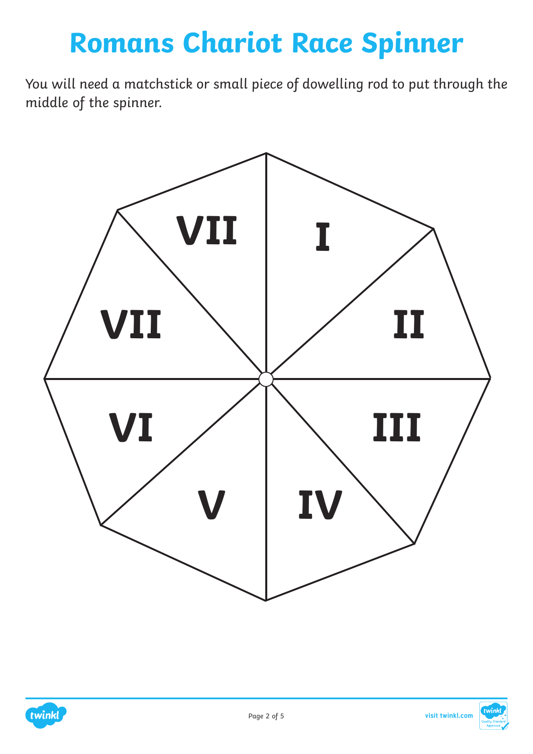# Romans Chariot Race Spinner

You will need a matchstick or small piece of dowelling rod to put through the middle of the spinner.

VII

I

VII

II

VI

III

V

IV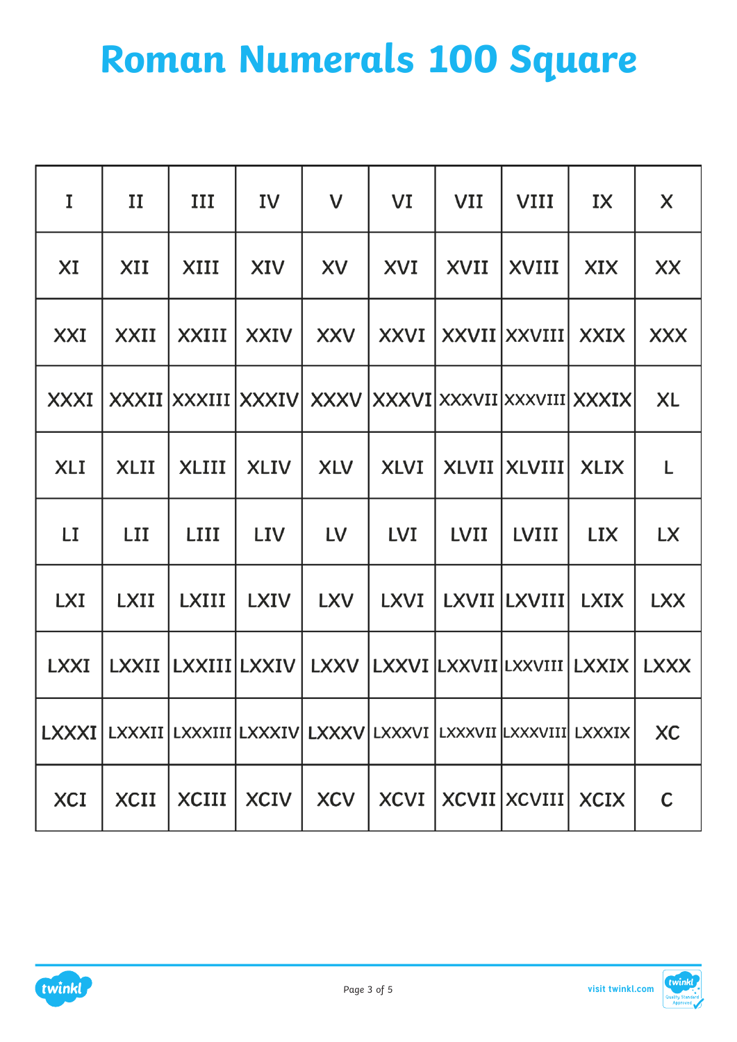# Roman Numerals 100 Square

| I | II | III | IV | V | VI | VII | VIII | IX | X |
|---|---|---|---|---|---|---|---|---|---|
| XI | XII | XIII | XIV | XV | XVI | XVII | XVIII | XIX | XX |
| XXI | XXII | XXIII | XXIV | XXV | XXVI | XXVII | XXVIII | XXIX | XXX |
| XXXI | XXXII | XXXIII | XXXIV | XXXV | XXXVI | XXXVII | XXXVIII | XXXIX | XL |
| XLI | XLII | XLIII | XLIV | XLV | XLVI | XLVII | XLVIII | XLIX | L |
| LI | LII | LIII | LIV | LV | LVI | LVII | LVIII | LIX | LX |
| LXI | LXII | LXIII | LXIV | LXV | LXVI | LXVII | LXVIII | LXIX | LXX |
| LXXI | LXXII | LXXIII | LXXIV | LXXV | LXXVI | LXXVII | LXXVIII | LXXIX | LXXX |
| LXXXI | LXXXII | LXXXIII | LXXXIV | LXXXV | LXXXVI | LXXXVII | LXXXVIII | LXXXIX | XC |
| XCI | XCII | XCIII | XCIV | XCV | XCVI | XCVII | XCVIII | XCIX | C |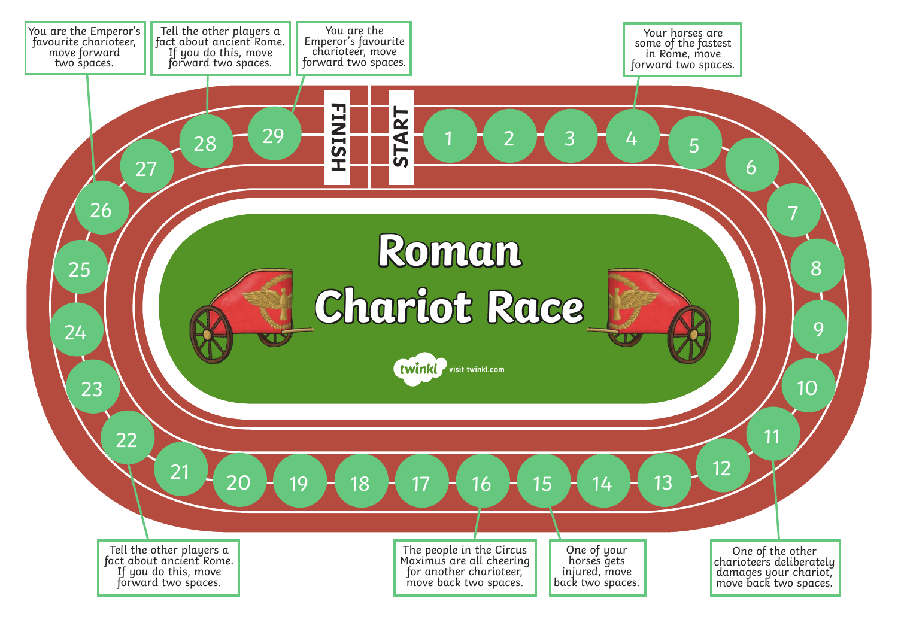# Roman Chariot Race

START

1, 2, 3

4 — Your horses are some of the fastest in Rome, move forward two spaces.

5, 6, 7, 8, 9, 10

11 — One of the other charioteers deliberately damages your chariot, move back two spaces.

12, 13, 14

15 — One of your horses gets injured, move back two spaces.

16 — The people in the Circus Maximus are all cheering for another charioteer, move back two spaces.

17, 18, 19, 20, 21

22 — Tell the other players a fact about ancient Rome. If you do this, move forward two spaces.

23, 24, 25

26 — You are the Emperor's favourite charioteer, move forward two spaces.

27

28 — Tell the other players a fact about ancient Rome. If you do this, move forward two spaces.

29 — You are the Emperor's favourite charioteer, move forward two spaces.

FINISH

twinkl visit twinkl.com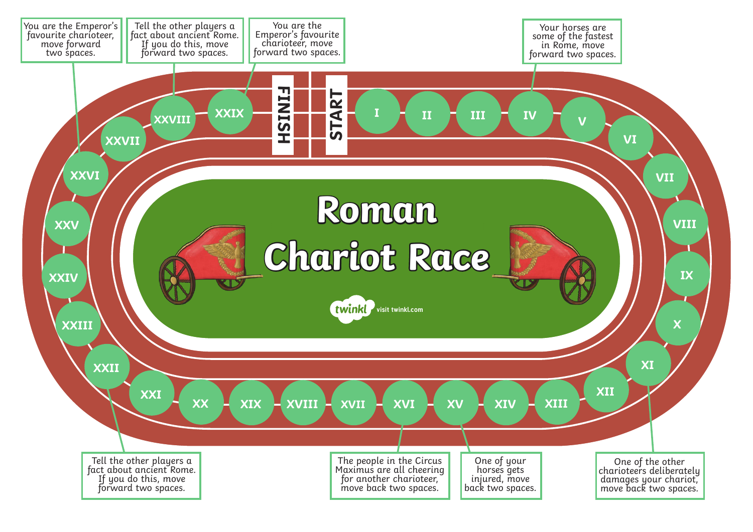# Roman Chariot Race

FINISH

START

I

II

III

IV

V

VI

VII

VIII

IX

X

XI

XII

XIII

XIV

XV

XVI

XVII

XVIII

XIX

XX

XXI

XXII

XXIII

XXIV

XXV

XXVI

XXVII

XXVIII

XXIX

Your horses are some of the fastest in Rome, move forward two spaces.

One of the other charioteers deliberately damages your chariot, move back two spaces.

One of your horses gets injured, move back two spaces.

The people in the Circus Maximus are all cheering for another charioteer, move back two spaces.

Tell the other players a fact about ancient Rome. If you do this, move forward two spaces.

You are the Emperor's favourite charioteer, move forward two spaces.

Tell the other players a fact about ancient Rome. If you do this, move forward two spaces.

You are the Emperor's favourite charioteer, move forward two spaces.

twinkl visit twinkl.com